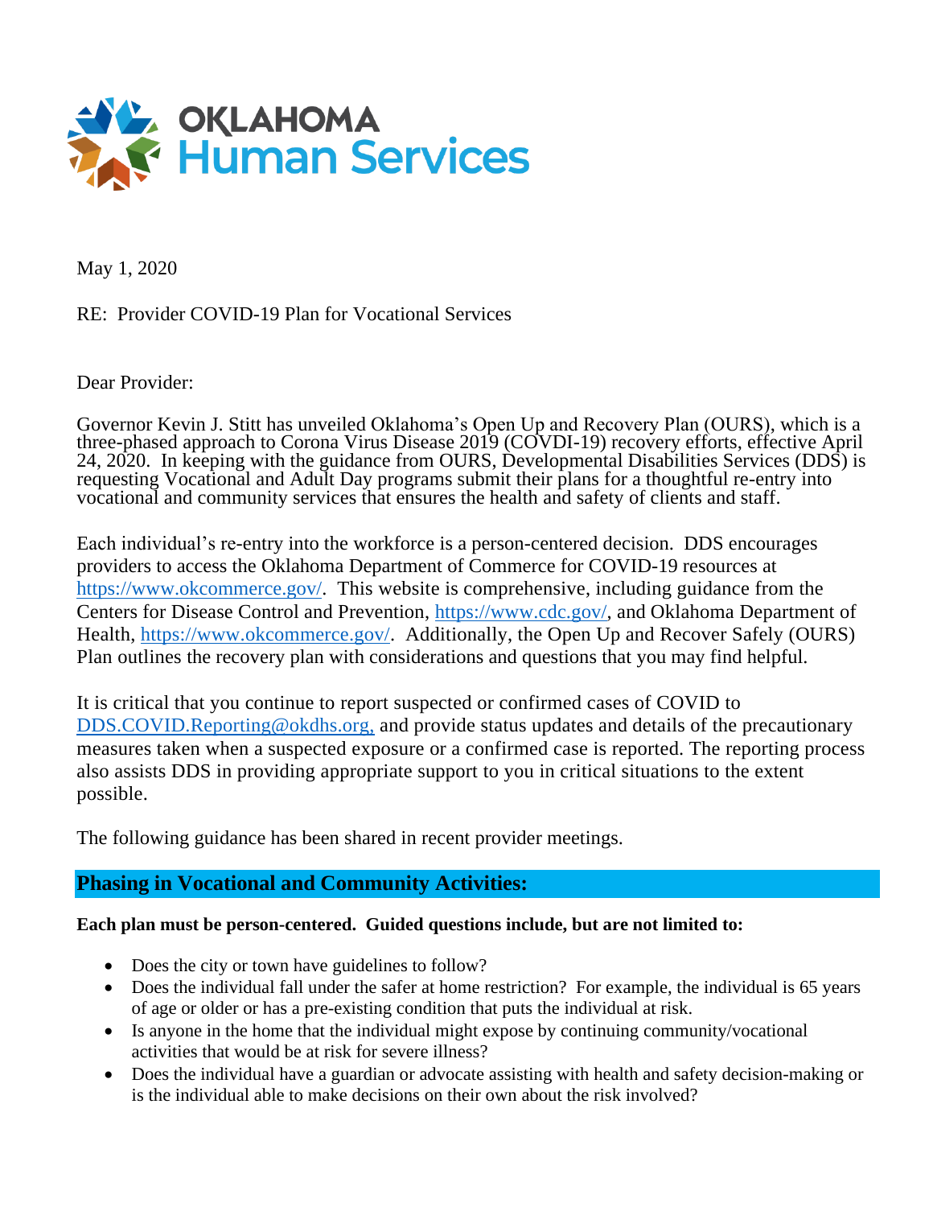**OKLAHOMA Human Services**

May 1, 2020

RE: Provider COVID-19 Plan for Vocational Services

Dear Provider:

Governor Kevin J. Stitt has unveiled Oklahoma's Open Up and Recovery Plan (OURS), which is a three-phased approach to Corona Virus Disease 2019 (COVDI-19) recovery efforts, effective April 24, 2020. In keeping with the guidance from OURS, Developmental Disabilities Services (DDS) is requesting Vocational and Adult Day programs submit their plans for a thoughtful re-entry into vocational and community services that ensures the health and safety of clients and staff.

Each individual's re-entry into the workforce is a person-centered decision. DDS encourages providers to access the Oklahoma Department of Commerce for COVID-19 resources at https://www.okcommerce.gov/. This website is comprehensive, including guidance from the Centers for Disease Control and Prevention, https://www.cdc.gov/, and Oklahoma Department of Health, https://www.okcommerce.gov/. Additionally, the Open Up and Recover Safely (OURS) Plan outlines the recovery plan with considerations and questions that you may find helpful.

It is critical that you continue to report suspected or confirmed cases of COVID to DDS.COVID.Reporting@okdhs.org, and provide status updates and details of the precautionary measures taken when a suspected exposure or a confirmed case is reported. The reporting process also assists DDS in providing appropriate support to you in critical situations to the extent possible.

The following guidance has been shared in recent provider meetings.

## Phasing in Vocational and Community Activities:

**Each plan must be person-centered. Guided questions include, but are not limited to:**

- Does the city or town have guidelines to follow?
- Does the individual fall under the safer at home restriction? For example, the individual is 65 years of age or older or has a pre-existing condition that puts the individual at risk.
- Is anyone in the home that the individual might expose by continuing community/vocational activities that would be at risk for severe illness?
- Does the individual have a guardian or advocate assisting with health and safety decision-making or is the individual able to make decisions on their own about the risk involved?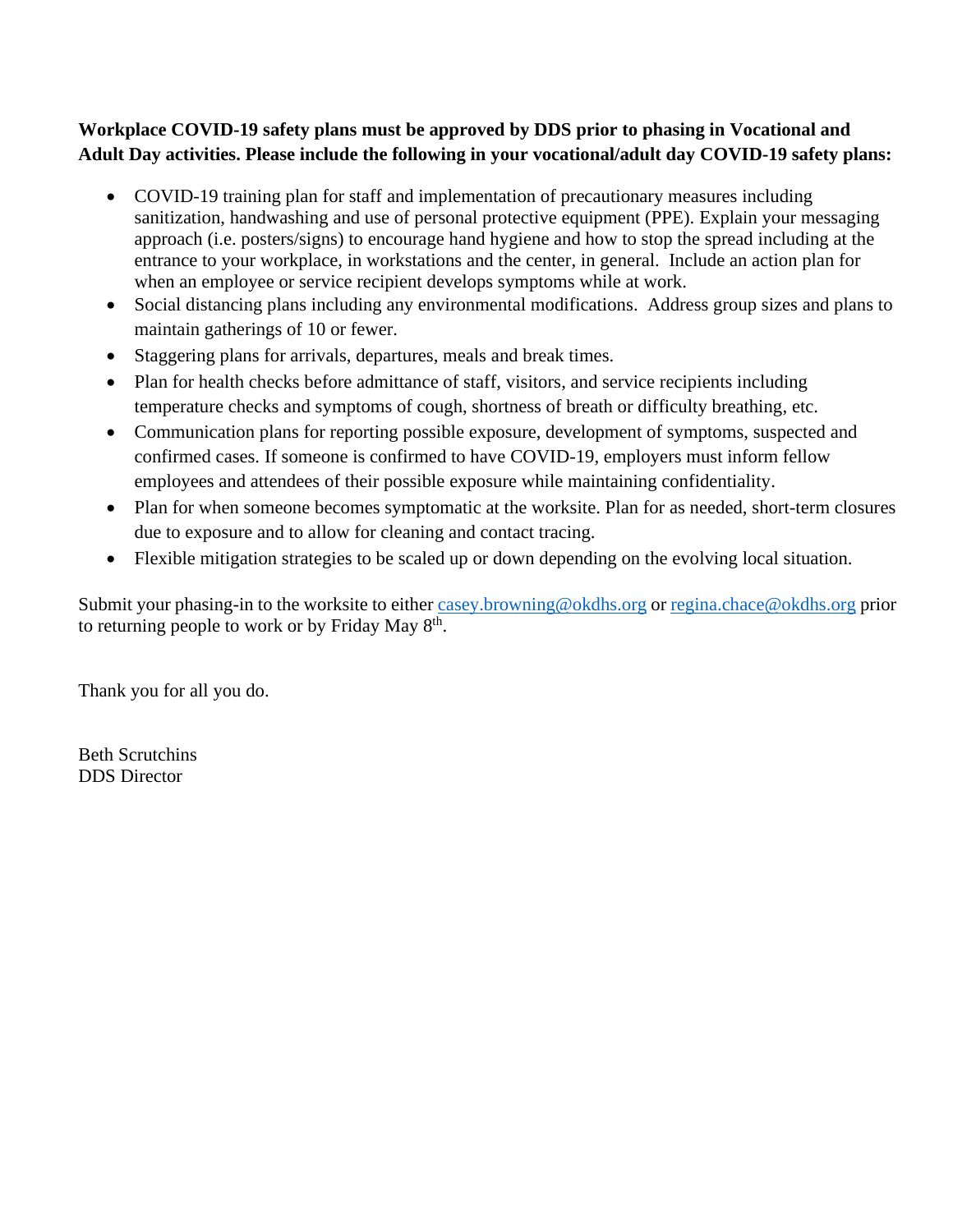**Workplace COVID-19 safety plans must be approved by DDS prior to phasing in Vocational and Adult Day activities. Please include the following in your vocational/adult day COVID-19 safety plans:**

- COVID-19 training plan for staff and implementation of precautionary measures including sanitization, handwashing and use of personal protective equipment (PPE). Explain your messaging approach (i.e. posters/signs) to encourage hand hygiene and how to stop the spread including at the entrance to your workplace, in workstations and the center, in general. Include an action plan for when an employee or service recipient develops symptoms while at work.
- Social distancing plans including any environmental modifications. Address group sizes and plans to maintain gatherings of 10 or fewer.
- Staggering plans for arrivals, departures, meals and break times.
- Plan for health checks before admittance of staff, visitors, and service recipients including temperature checks and symptoms of cough, shortness of breath or difficulty breathing, etc.
- Communication plans for reporting possible exposure, development of symptoms, suspected and confirmed cases. If someone is confirmed to have COVID-19, employers must inform fellow employees and attendees of their possible exposure while maintaining confidentiality.
- Plan for when someone becomes symptomatic at the worksite. Plan for as needed, short-term closures due to exposure and to allow for cleaning and contact tracing.
- Flexible mitigation strategies to be scaled up or down depending on the evolving local situation.

Submit your phasing-in to the worksite to either casey.browning@okdhs.org or regina.chace@okdhs.org prior to returning people to work or by Friday May 8th.

Thank you for all you do.

Beth Scrutchins
DDS Director